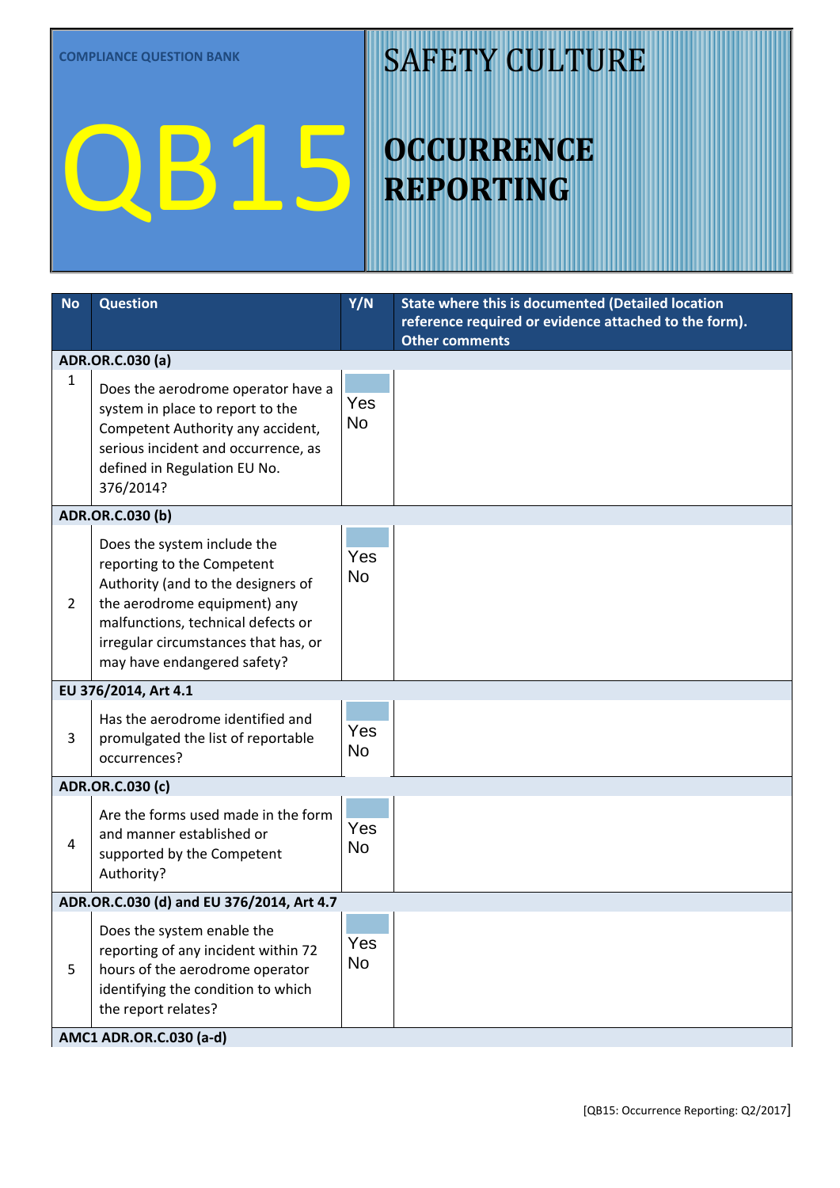COMPLIANCE QUESTION BANK

# QB15

# SAFETY CULTURE

# OCCURRENCE REPORTING

| No | Question | Y/N | State where this is documented (Detailed location reference required or evidence attached to the form). Other comments |
|---|---|---|---|
| **ADR.OR.C.030 (a)** | | | |
| 1 | Does the aerodrome operator have a system in place to report to the Competent Authority any accident, serious incident and occurrence, as defined in Regulation EU No. 376/2014? | Yes No | |
| **ADR.OR.C.030 (b)** | | | |
| 2 | Does the system include the reporting to the Competent Authority (and to the designers of the aerodrome equipment) any malfunctions, technical defects or irregular circumstances that has, or may have endangered safety? | Yes No | |
| **EU 376/2014, Art 4.1** | | | |
| 3 | Has the aerodrome identified and promulgated the list of reportable occurrences? | Yes No | |
| **ADR.OR.C.030 (c)** | | | |
| 4 | Are the forms used made in the form and manner established or supported by the Competent Authority? | Yes No | |
| **ADR.OR.C.030 (d) and EU 376/2014, Art 4.7** | | | |
| 5 | Does the system enable the reporting of any incident within 72 hours of the aerodrome operator identifying the condition to which the report relates? | Yes No | |
| **AMC1 ADR.OR.C.030 (a-d)** | | | |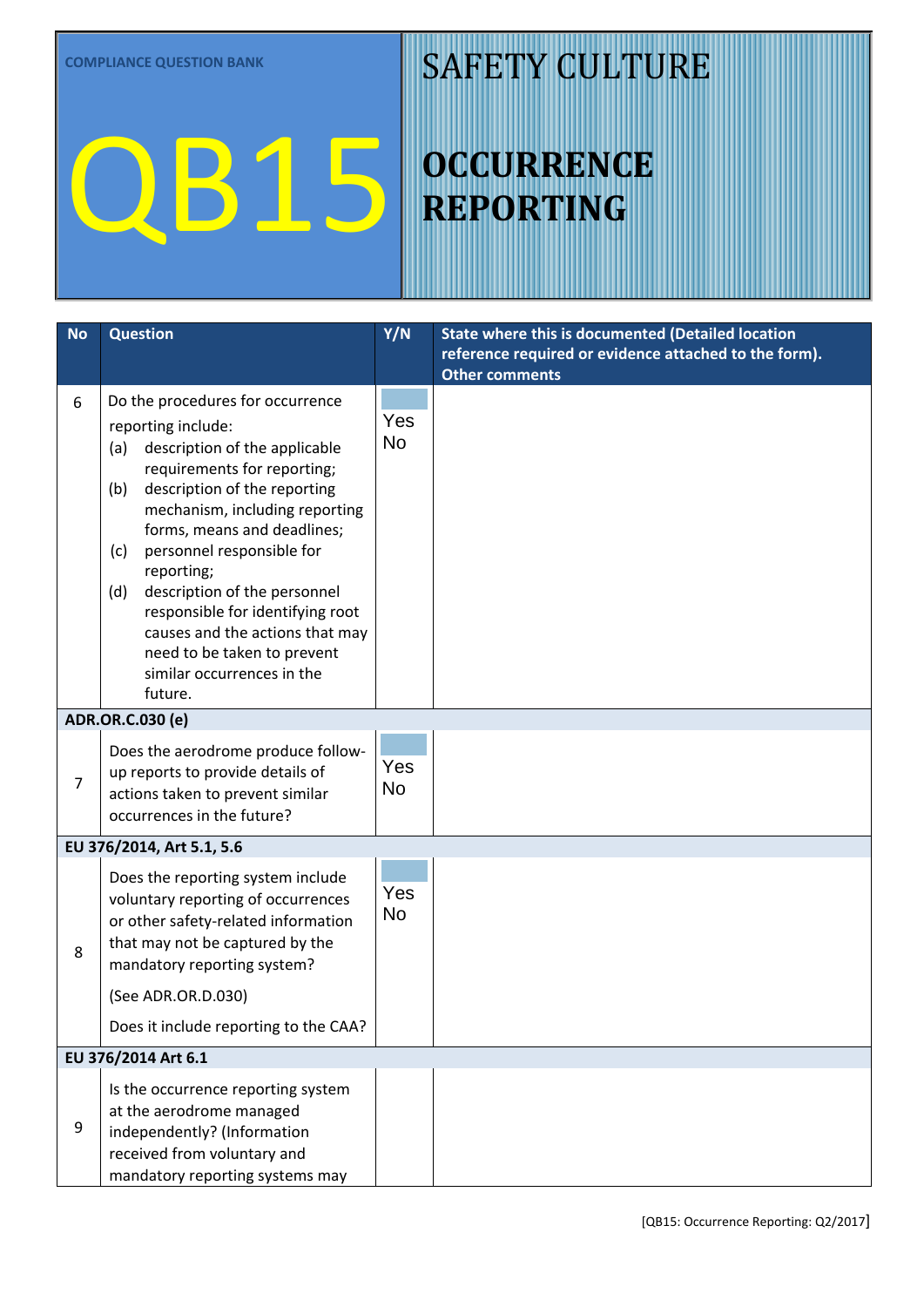COMPLIANCE QUESTION BANK

# QB15

# SAFETY CULTURE

## OCCURRENCE REPORTING

| No | Question | Y/N | State where this is documented (Detailed location reference required or evidence attached to the form). Other comments |
|---|---|---|---|
| 6 | Do the procedures for occurrence reporting include:<br>(a) description of the applicable requirements for reporting;<br>(b) description of the reporting mechanism, including reporting forms, means and deadlines;<br>(c) personnel responsible for reporting;<br>(d) description of the personnel responsible for identifying root causes and the actions that may need to be taken to prevent similar occurrences in the future. | Yes No | |
| **ADR.OR.C.030 (e)** | | | |
| 7 | Does the aerodrome produce follow-up reports to provide details of actions taken to prevent similar occurrences in the future? | Yes No | |
| **EU 376/2014, Art 5.1, 5.6** | | | |
| 8 | Does the reporting system include voluntary reporting of occurrences or other safety-related information that may not be captured by the mandatory reporting system?<br>(See ADR.OR.D.030)<br>Does it include reporting to the CAA? | Yes No | |
| **EU 376/2014 Art 6.1** | | | |
| 9 | Is the occurrence reporting system at the aerodrome managed independently? (Information received from voluntary and mandatory reporting systems may | | |

[QB15: Occurrence Reporting: Q2/2017]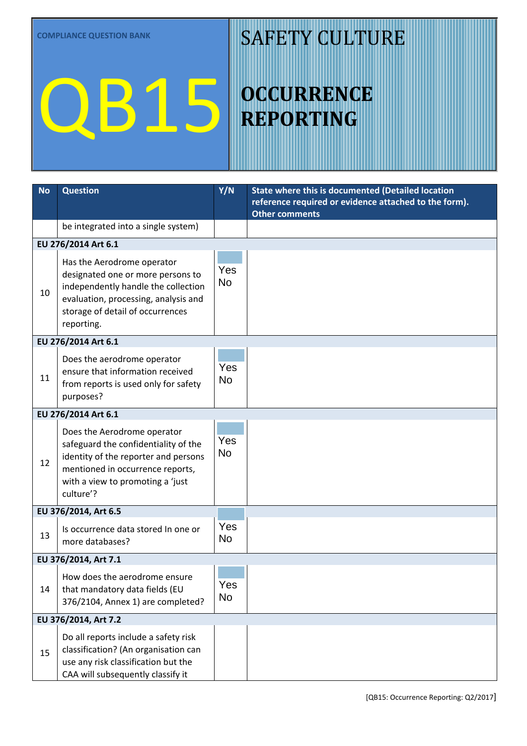COMPLIANCE QUESTION BANK

# QB15

# SAFETY CULTURE

# OCCURRENCE REPORTING

| No | Question | Y/N | State where this is documented (Detailed location reference required or evidence attached to the form). Other comments |
|---|---|---|---|
| | be integrated into a single system) | | |
| **EU 276/2014 Art 6.1** | | | |
| 10 | Has the Aerodrome operator designated one or more persons to independently handle the collection evaluation, processing, analysis and storage of detail of occurrences reporting. | Yes No | |
| **EU 276/2014 Art 6.1** | | | |
| 11 | Does the aerodrome operator ensure that information received from reports is used only for safety purposes? | Yes No | |
| **EU 276/2014 Art 6.1** | | | |
| 12 | Does the Aerodrome operator safeguard the confidentiality of the identity of the reporter and persons mentioned in occurrence reports, with a view to promoting a 'just culture'? | Yes No | |
| **EU 376/2014, Art 6.5** | | | |
| 13 | Is occurrence data stored In one or more databases? | Yes No | |
| **EU 376/2014, Art 7.1** | | | |
| 14 | How does the aerodrome ensure that mandatory data fields (EU 376/2104, Annex 1) are completed? | Yes No | |
| **EU 376/2014, Art 7.2** | | | |
| 15 | Do all reports include a safety risk classification? (An organisation can use any risk classification but the CAA will subsequently classify it | | |

[QB15: Occurrence Reporting: Q2/2017]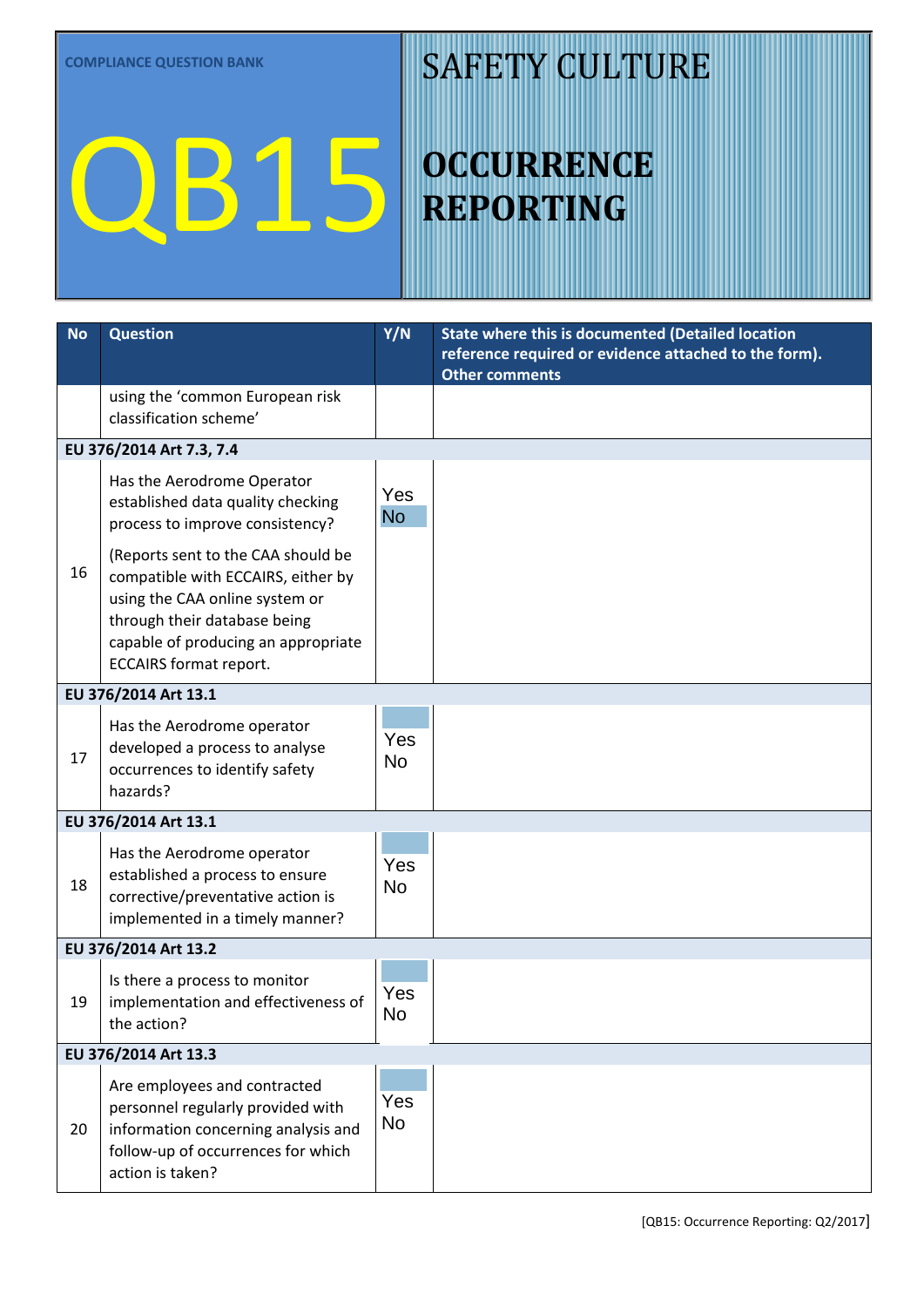COMPLIANCE QUESTION BANK

# QB15

# SAFETY CULTURE

# OCCURRENCE REPORTING

| No | Question | Y/N | State where this is documented (Detailed location reference required or evidence attached to the form). Other comments |
|---|---|---|---|
| | using the 'common European risk classification scheme' | | |
| **EU 376/2014 Art 7.3, 7.4** | | | |
| 16 | Has the Aerodrome Operator established data quality checking process to improve consistency? (Reports sent to the CAA should be compatible with ECCAIRS, either by using the CAA online system or through their database being capable of producing an appropriate ECCAIRS format report. | Yes No | |
| **EU 376/2014 Art 13.1** | | | |
| 17 | Has the Aerodrome operator developed a process to analyse occurrences to identify safety hazards? | Yes No | |
| **EU 376/2014 Art 13.1** | | | |
| 18 | Has the Aerodrome operator established a process to ensure corrective/preventative action is implemented in a timely manner? | Yes No | |
| **EU 376/2014 Art 13.2** | | | |
| 19 | Is there a process to monitor implementation and effectiveness of the action? | Yes No | |
| **EU 376/2014 Art 13.3** | | | |
| 20 | Are employees and contracted personnel regularly provided with information concerning analysis and follow-up of occurrences for which action is taken? | Yes No | |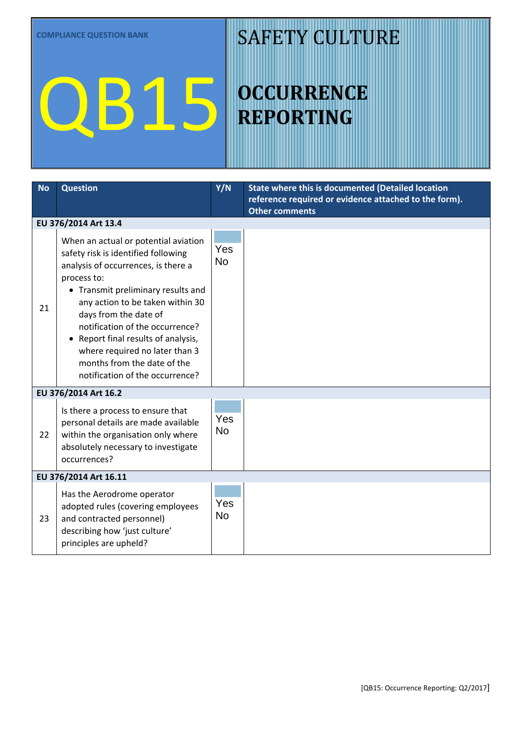COMPLIANCE QUESTION BANK

# QB15

# SAFETY CULTURE

## OCCURRENCE REPORTING

| No | Question | Y/N | State where this is documented (Detailed location reference required or evidence attached to the form). Other comments |
|---|---|---|---|
| **EU 376/2014 Art 13.4** | | | |
| 21 | When an actual or potential aviation safety risk is identified following analysis of occurrences, is there a process to: <br>• Transmit preliminary results and any action to be taken within 30 days from the date of notification of the occurrence? <br>• Report final results of analysis, where required no later than 3 months from the date of the notification of the occurrence? | Yes No | |
| **EU 376/2014 Art 16.2** | | | |
| 22 | Is there a process to ensure that personal details are made available within the organisation only where absolutely necessary to investigate occurrences? | Yes No | |
| **EU 376/2014 Art 16.11** | | | |
| 23 | Has the Aerodrome operator adopted rules (covering employees and contracted personnel) describing how 'just culture' principles are upheld? | Yes No | |

[QB15: Occurrence Reporting: Q2/2017]